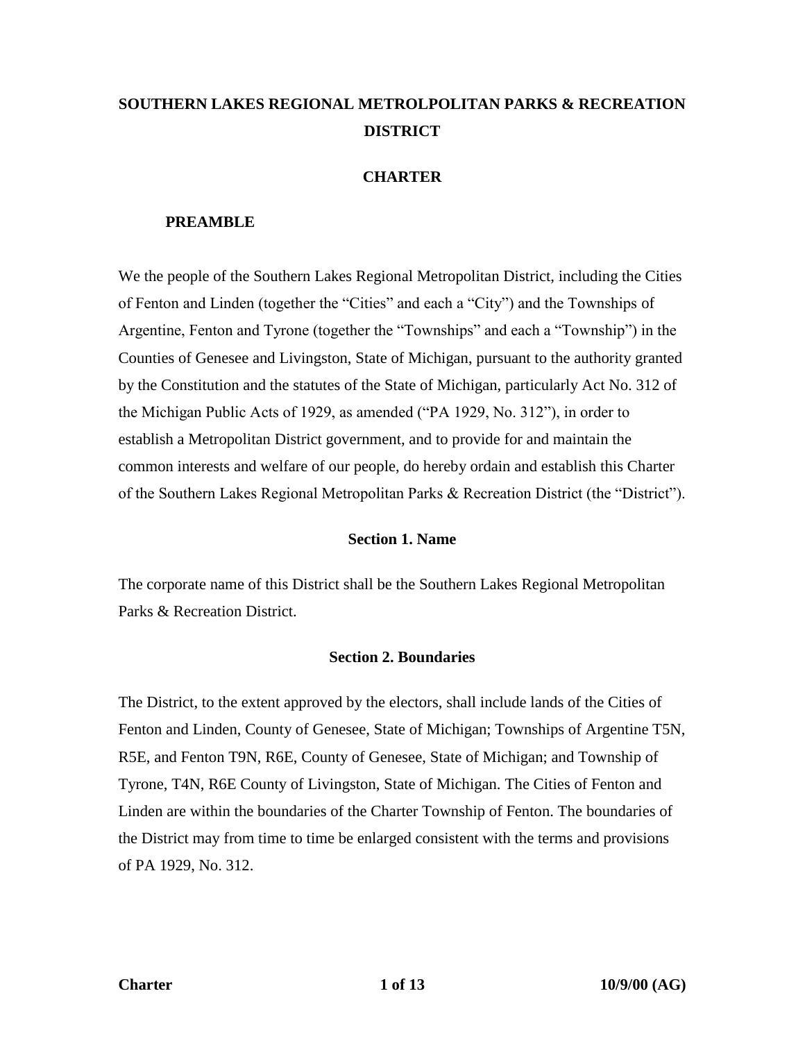# SOUTHERN LAKES REGIONAL METROLPOLITAN PARKS & RECREATION DISTRICT

## CHARTER

### PREAMBLE

We the people of the Southern Lakes Regional Metropolitan District, including the Cities of Fenton and Linden (together the "Cities" and each a "City") and the Townships of Argentine, Fenton and Tyrone (together the "Townships" and each a "Township") in the Counties of Genesee and Livingston, State of Michigan, pursuant to the authority granted by the Constitution and the statutes of the State of Michigan, particularly Act No. 312 of the Michigan Public Acts of 1929, as amended ("PA 1929, No. 312"), in order to establish a Metropolitan District government, and to provide for and maintain the common interests and welfare of our people, do hereby ordain and establish this Charter of the Southern Lakes Regional Metropolitan Parks & Recreation District (the "District").

### Section 1. Name

The corporate name of this District shall be the Southern Lakes Regional Metropolitan Parks & Recreation District.

### Section 2. Boundaries

The District, to the extent approved by the electors, shall include lands of the Cities of Fenton and Linden, County of Genesee, State of Michigan; Townships of Argentine T5N, R5E, and Fenton T9N, R6E, County of Genesee, State of Michigan; and Township of Tyrone, T4N, R6E County of Livingston, State of Michigan. The Cities of Fenton and Linden are within the boundaries of the Charter Township of Fenton. The boundaries of the District may from time to time be enlarged consistent with the terms and provisions of PA 1929, No. 312.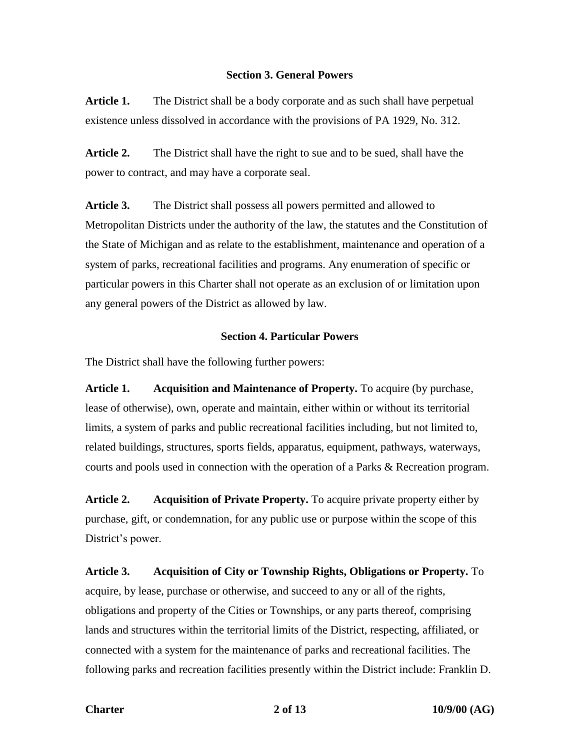## Section 3. General Powers

**Article 1.** The District shall be a body corporate and as such shall have perpetual existence unless dissolved in accordance with the provisions of PA 1929, No. 312.

**Article 2.** The District shall have the right to sue and to be sued, shall have the power to contract, and may have a corporate seal.

**Article 3.** The District shall possess all powers permitted and allowed to Metropolitan Districts under the authority of the law, the statutes and the Constitution of the State of Michigan and as relate to the establishment, maintenance and operation of a system of parks, recreational facilities and programs. Any enumeration of specific or particular powers in this Charter shall not operate as an exclusion of or limitation upon any general powers of the District as allowed by law.

## Section 4. Particular Powers

The District shall have the following further powers:

**Article 1. Acquisition and Maintenance of Property.** To acquire (by purchase, lease of otherwise), own, operate and maintain, either within or without its territorial limits, a system of parks and public recreational facilities including, but not limited to, related buildings, structures, sports fields, apparatus, equipment, pathways, waterways, courts and pools used in connection with the operation of a Parks & Recreation program.

**Article 2. Acquisition of Private Property.** To acquire private property either by purchase, gift, or condemnation, for any public use or purpose within the scope of this District's power.

**Article 3. Acquisition of City or Township Rights, Obligations or Property.** To acquire, by lease, purchase or otherwise, and succeed to any or all of the rights, obligations and property of the Cities or Townships, or any parts thereof, comprising lands and structures within the territorial limits of the District, respecting, affiliated, or connected with a system for the maintenance of parks and recreational facilities. The following parks and recreation facilities presently within the District include: Franklin D.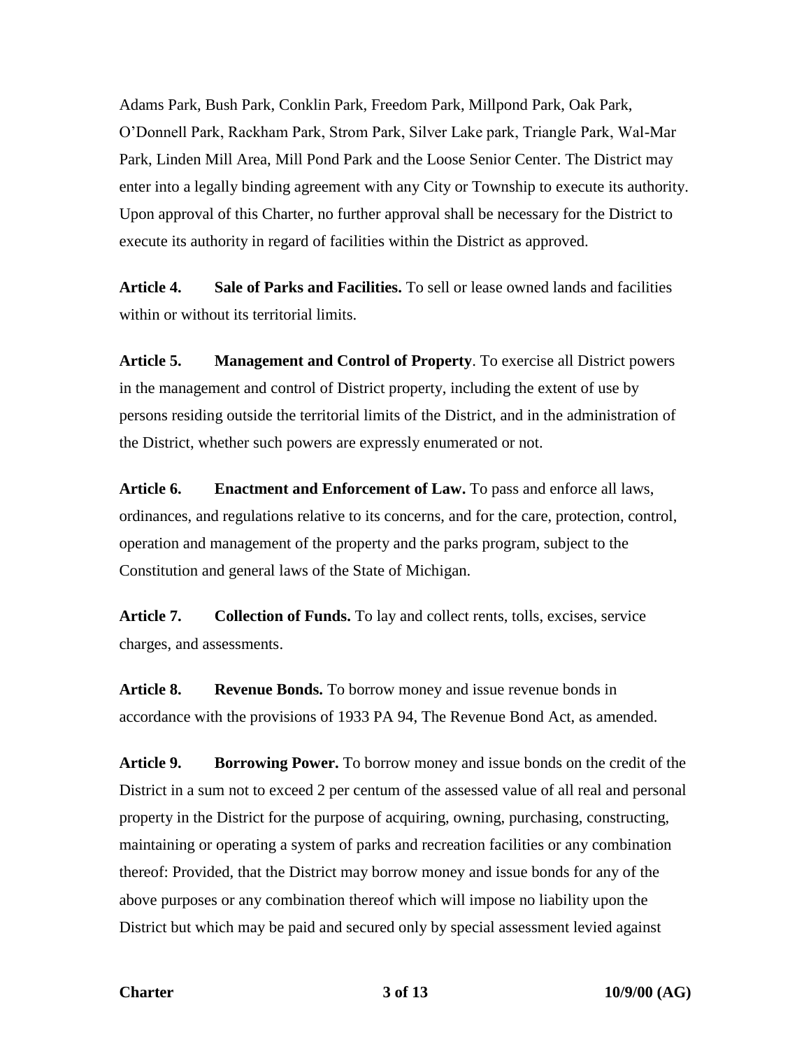Adams Park, Bush Park, Conklin Park, Freedom Park, Millpond Park, Oak Park, O'Donnell Park, Rackham Park, Strom Park, Silver Lake park, Triangle Park, Wal-Mar Park, Linden Mill Area, Mill Pond Park and the Loose Senior Center. The District may enter into a legally binding agreement with any City or Township to execute its authority. Upon approval of this Charter, no further approval shall be necessary for the District to execute its authority in regard of facilities within the District as approved.

**Article 4. Sale of Parks and Facilities.** To sell or lease owned lands and facilities within or without its territorial limits.

**Article 5. Management and Control of Property**. To exercise all District powers in the management and control of District property, including the extent of use by persons residing outside the territorial limits of the District, and in the administration of the District, whether such powers are expressly enumerated or not.

**Article 6. Enactment and Enforcement of Law.** To pass and enforce all laws, ordinances, and regulations relative to its concerns, and for the care, protection, control, operation and management of the property and the parks program, subject to the Constitution and general laws of the State of Michigan.

**Article 7. Collection of Funds.** To lay and collect rents, tolls, excises, service charges, and assessments.

**Article 8. Revenue Bonds.** To borrow money and issue revenue bonds in accordance with the provisions of 1933 PA 94, The Revenue Bond Act, as amended.

**Article 9. Borrowing Power.** To borrow money and issue bonds on the credit of the District in a sum not to exceed 2 per centum of the assessed value of all real and personal property in the District for the purpose of acquiring, owning, purchasing, constructing, maintaining or operating a system of parks and recreation facilities or any combination thereof: Provided, that the District may borrow money and issue bonds for any of the above purposes or any combination thereof which will impose no liability upon the District but which may be paid and secured only by special assessment levied against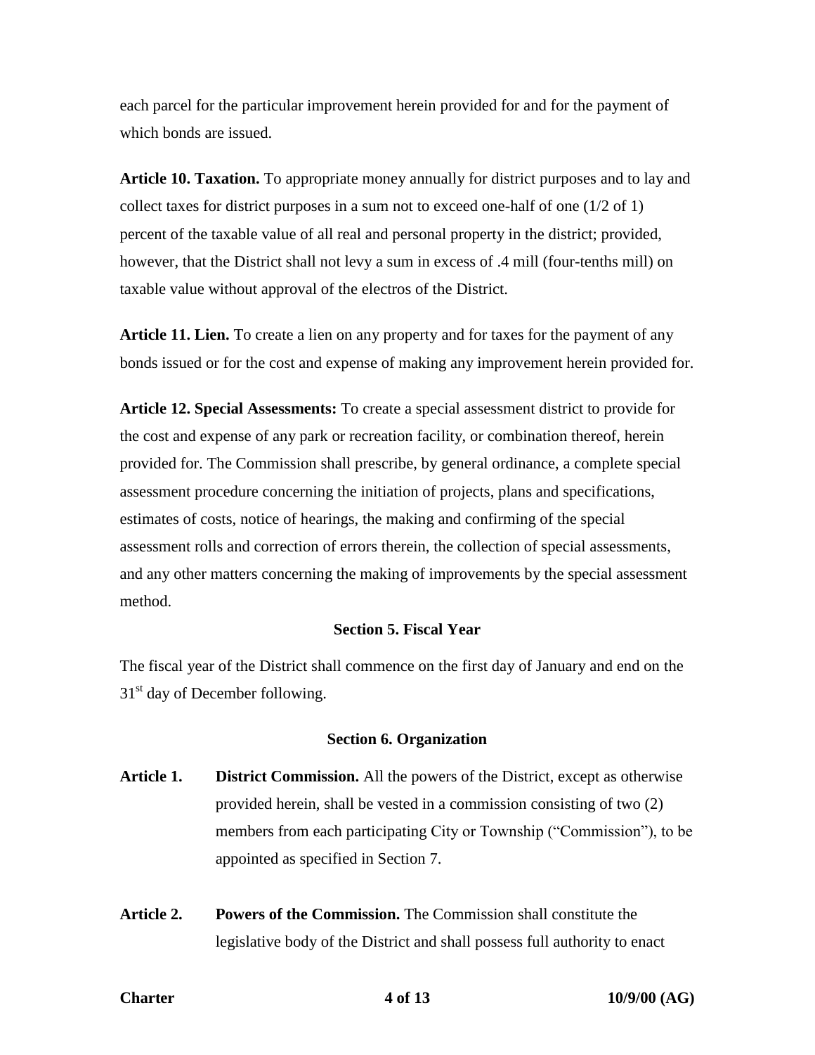each parcel for the particular improvement herein provided for and for the payment of which bonds are issued.

**Article 10. Taxation.** To appropriate money annually for district purposes and to lay and collect taxes for district purposes in a sum not to exceed one-half of one (1/2 of 1) percent of the taxable value of all real and personal property in the district; provided, however, that the District shall not levy a sum in excess of .4 mill (four-tenths mill) on taxable value without approval of the electros of the District.

**Article 11. Lien.** To create a lien on any property and for taxes for the payment of any bonds issued or for the cost and expense of making any improvement herein provided for.

**Article 12. Special Assessments:** To create a special assessment district to provide for the cost and expense of any park or recreation facility, or combination thereof, herein provided for. The Commission shall prescribe, by general ordinance, a complete special assessment procedure concerning the initiation of projects, plans and specifications, estimates of costs, notice of hearings, the making and confirming of the special assessment rolls and correction of errors therein, the collection of special assessments, and any other matters concerning the making of improvements by the special assessment method.

## Section 5. Fiscal Year

The fiscal year of the District shall commence on the first day of January and end on the 31st day of December following.

## Section 6. Organization

**Article 1. District Commission.** All the powers of the District, except as otherwise provided herein, shall be vested in a commission consisting of two (2) members from each participating City or Township ("Commission"), to be appointed as specified in Section 7.

**Article 2. Powers of the Commission.** The Commission shall constitute the legislative body of the District and shall possess full authority to enact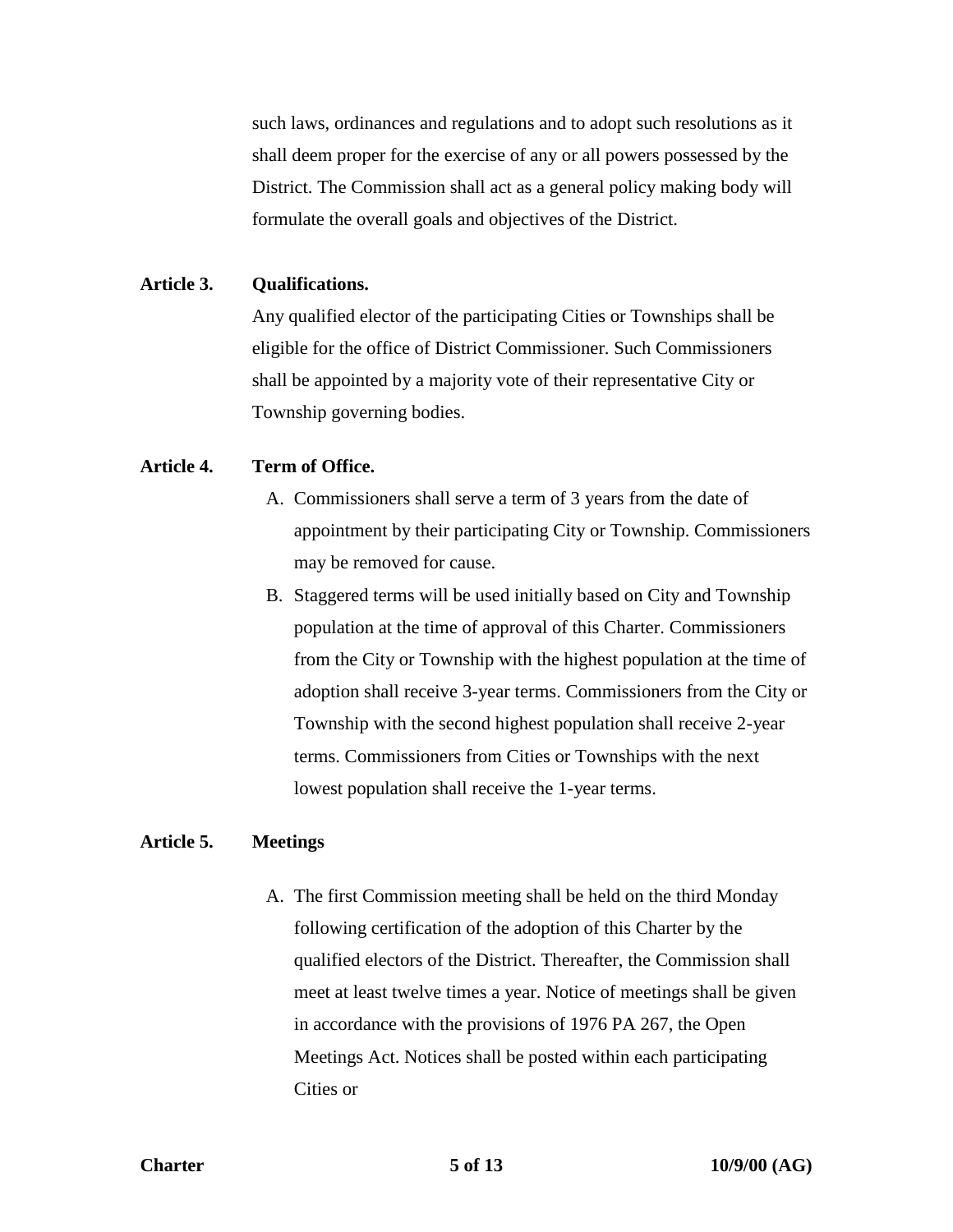such laws, ordinances and regulations and to adopt such resolutions as it shall deem proper for the exercise of any or all powers possessed by the District. The Commission shall act as a general policy making body will formulate the overall goals and objectives of the District.

**Article 3. Qualifications.**

Any qualified elector of the participating Cities or Townships shall be eligible for the office of District Commissioner. Such Commissioners shall be appointed by a majority vote of their representative City or Township governing bodies.

**Article 4. Term of Office.**

A. Commissioners shall serve a term of 3 years from the date of appointment by their participating City or Township. Commissioners may be removed for cause.

B. Staggered terms will be used initially based on City and Township population at the time of approval of this Charter. Commissioners from the City or Township with the highest population at the time of adoption shall receive 3-year terms. Commissioners from the City or Township with the second highest population shall receive 2-year terms. Commissioners from Cities or Townships with the next lowest population shall receive the 1-year terms.

**Article 5. Meetings**

A. The first Commission meeting shall be held on the third Monday following certification of the adoption of this Charter by the qualified electors of the District. Thereafter, the Commission shall meet at least twelve times a year. Notice of meetings shall be given in accordance with the provisions of 1976 PA 267, the Open Meetings Act. Notices shall be posted within each participating Cities or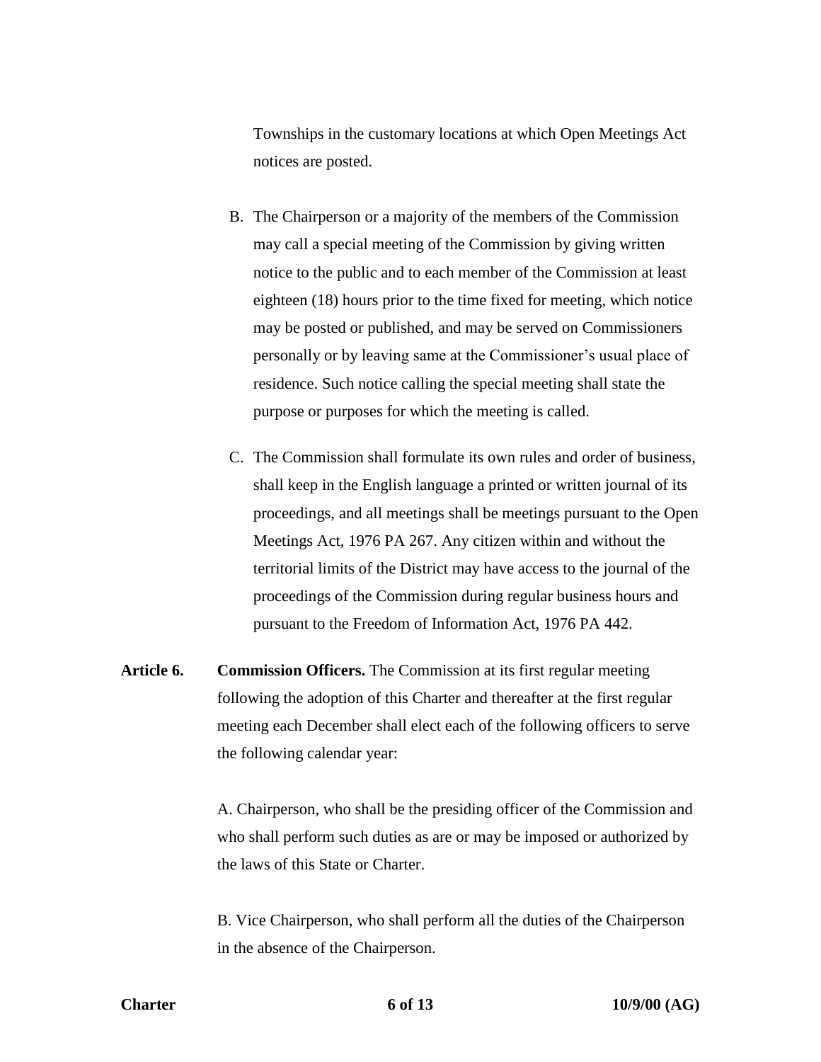Townships in the customary locations at which Open Meetings Act notices are posted.

B. The Chairperson or a majority of the members of the Commission may call a special meeting of the Commission by giving written notice to the public and to each member of the Commission at least eighteen (18) hours prior to the time fixed for meeting, which notice may be posted or published, and may be served on Commissioners personally or by leaving same at the Commissioner's usual place of residence. Such notice calling the special meeting shall state the purpose or purposes for which the meeting is called.

C. The Commission shall formulate its own rules and order of business, shall keep in the English language a printed or written journal of its proceedings, and all meetings shall be meetings pursuant to the Open Meetings Act, 1976 PA 267. Any citizen within and without the territorial limits of the District may have access to the journal of the proceedings of the Commission during regular business hours and pursuant to the Freedom of Information Act, 1976 PA 442.

**Article 6. Commission Officers.** The Commission at its first regular meeting following the adoption of this Charter and thereafter at the first regular meeting each December shall elect each of the following officers to serve the following calendar year:

A. Chairperson, who shall be the presiding officer of the Commission and who shall perform such duties as are or may be imposed or authorized by the laws of this State or Charter.

B. Vice Chairperson, who shall perform all the duties of the Chairperson in the absence of the Chairperson.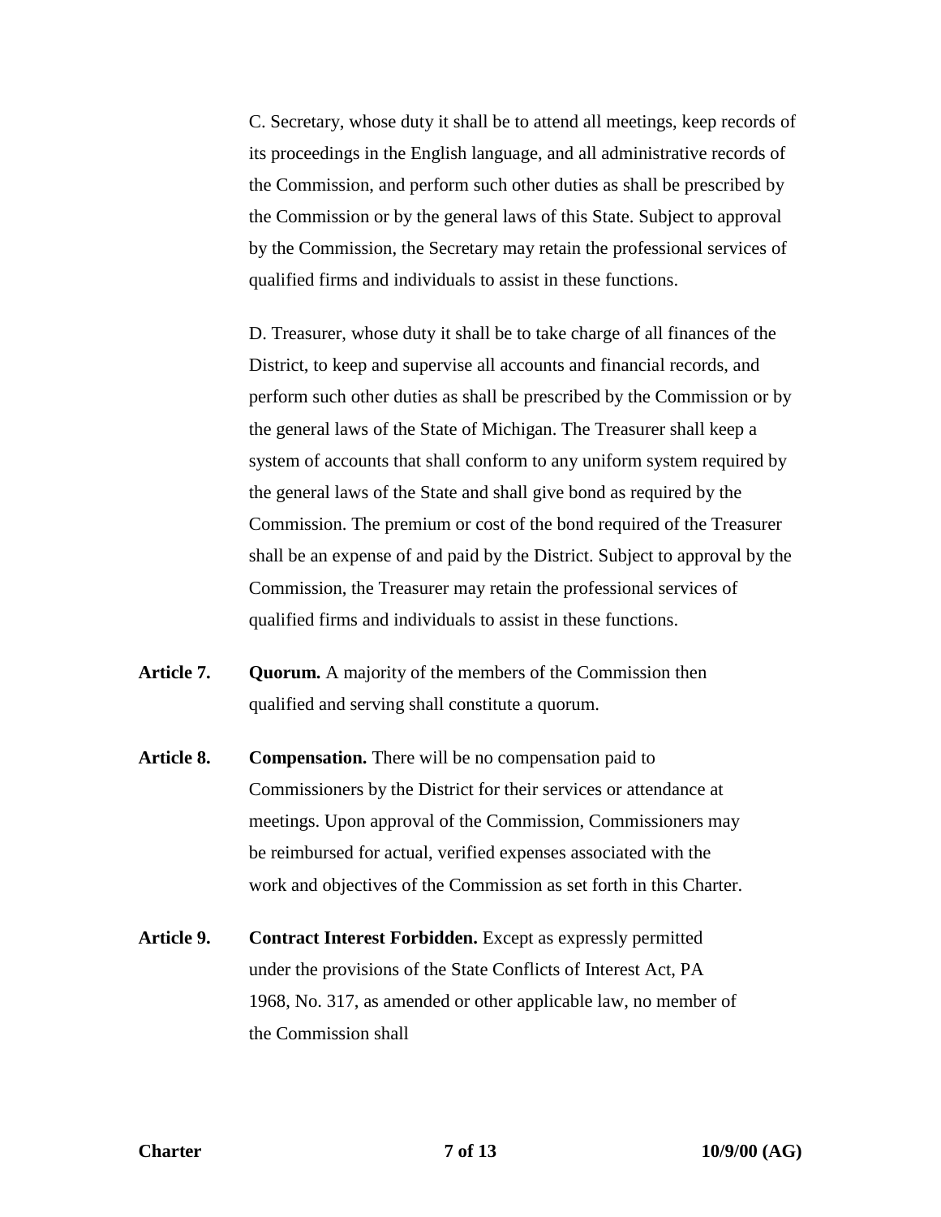C. Secretary, whose duty it shall be to attend all meetings, keep records of its proceedings in the English language, and all administrative records of the Commission, and perform such other duties as shall be prescribed by the Commission or by the general laws of this State. Subject to approval by the Commission, the Secretary may retain the professional services of qualified firms and individuals to assist in these functions.

D. Treasurer, whose duty it shall be to take charge of all finances of the District, to keep and supervise all accounts and financial records, and perform such other duties as shall be prescribed by the Commission or by the general laws of the State of Michigan. The Treasurer shall keep a system of accounts that shall conform to any uniform system required by the general laws of the State and shall give bond as required by the Commission. The premium or cost of the bond required of the Treasurer shall be an expense of and paid by the District. Subject to approval by the Commission, the Treasurer may retain the professional services of qualified firms and individuals to assist in these functions.

**Article 7.** **Quorum.** A majority of the members of the Commission then qualified and serving shall constitute a quorum.

**Article 8.** **Compensation.** There will be no compensation paid to Commissioners by the District for their services or attendance at meetings. Upon approval of the Commission, Commissioners may be reimbursed for actual, verified expenses associated with the work and objectives of the Commission as set forth in this Charter.

**Article 9.** **Contract Interest Forbidden.** Except as expressly permitted under the provisions of the State Conflicts of Interest Act, PA 1968, No. 317, as amended or other applicable law, no member of the Commission shall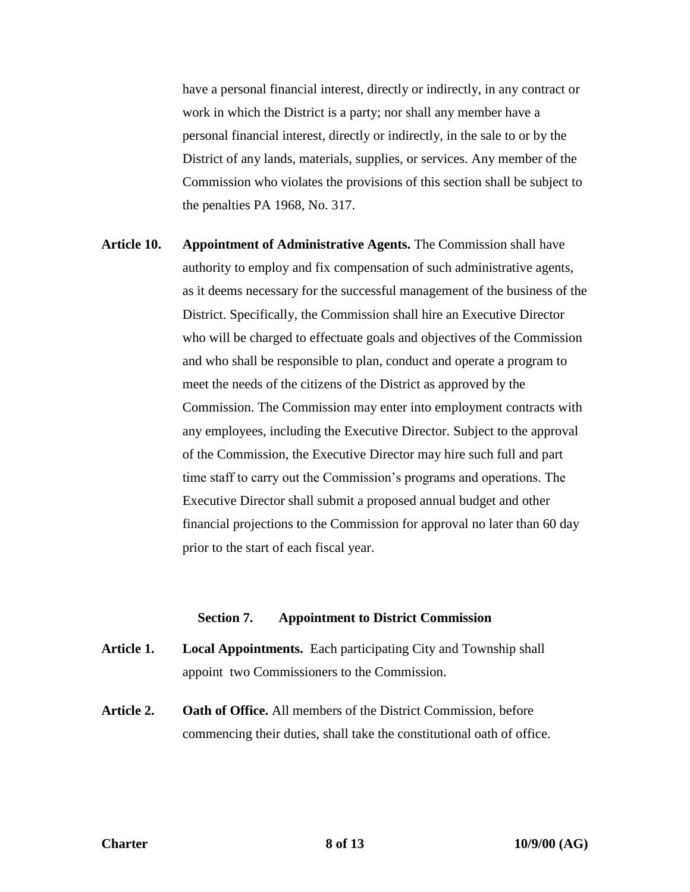have a personal financial interest, directly or indirectly, in any contract or work in which the District is a party; nor shall any member have a personal financial interest, directly or indirectly, in the sale to or by the District of any lands, materials, supplies, or services. Any member of the Commission who violates the provisions of this section shall be subject to the penalties PA 1968, No. 317.

**Article 10. Appointment of Administrative Agents.** The Commission shall have authority to employ and fix compensation of such administrative agents, as it deems necessary for the successful management of the business of the District. Specifically, the Commission shall hire an Executive Director who will be charged to effectuate goals and objectives of the Commission and who shall be responsible to plan, conduct and operate a program to meet the needs of the citizens of the District as approved by the Commission. The Commission may enter into employment contracts with any employees, including the Executive Director. Subject to the approval of the Commission, the Executive Director may hire such full and part time staff to carry out the Commission's programs and operations. The Executive Director shall submit a proposed annual budget and other financial projections to the Commission for approval no later than 60 day prior to the start of each fiscal year.

## Section 7. Appointment to District Commission

**Article 1. Local Appointments.** Each participating City and Township shall appoint two Commissioners to the Commission.

**Article 2. Oath of Office.** All members of the District Commission, before commencing their duties, shall take the constitutional oath of office.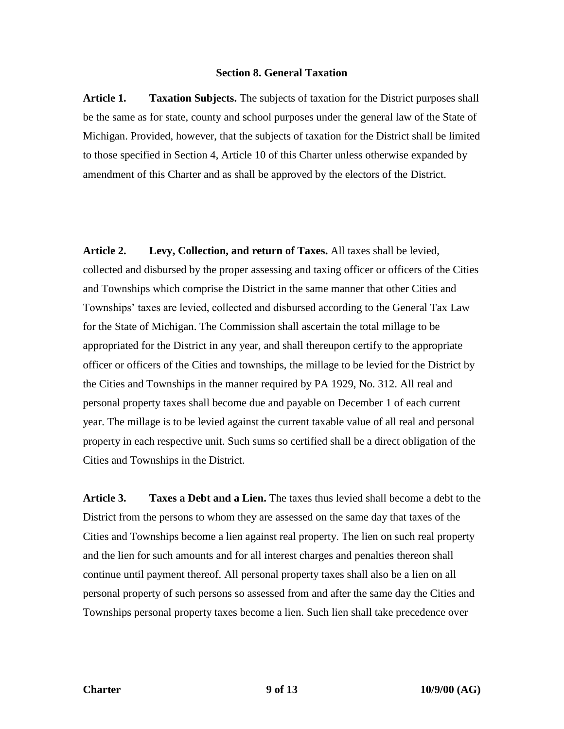### Section 8. General Taxation

**Article 1. Taxation Subjects.** The subjects of taxation for the District purposes shall be the same as for state, county and school purposes under the general law of the State of Michigan. Provided, however, that the subjects of taxation for the District shall be limited to those specified in Section 4, Article 10 of this Charter unless otherwise expanded by amendment of this Charter and as shall be approved by the electors of the District.

**Article 2. Levy, Collection, and return of Taxes.** All taxes shall be levied, collected and disbursed by the proper assessing and taxing officer or officers of the Cities and Townships which comprise the District in the same manner that other Cities and Townships' taxes are levied, collected and disbursed according to the General Tax Law for the State of Michigan. The Commission shall ascertain the total millage to be appropriated for the District in any year, and shall thereupon certify to the appropriate officer or officers of the Cities and townships, the millage to be levied for the District by the Cities and Townships in the manner required by PA 1929, No. 312. All real and personal property taxes shall become due and payable on December 1 of each current year. The millage is to be levied against the current taxable value of all real and personal property in each respective unit. Such sums so certified shall be a direct obligation of the Cities and Townships in the District.

**Article 3. Taxes a Debt and a Lien.** The taxes thus levied shall become a debt to the District from the persons to whom they are assessed on the same day that taxes of the Cities and Townships become a lien against real property. The lien on such real property and the lien for such amounts and for all interest charges and penalties thereon shall continue until payment thereof. All personal property taxes shall also be a lien on all personal property of such persons so assessed from and after the same day the Cities and Townships personal property taxes become a lien. Such lien shall take precedence over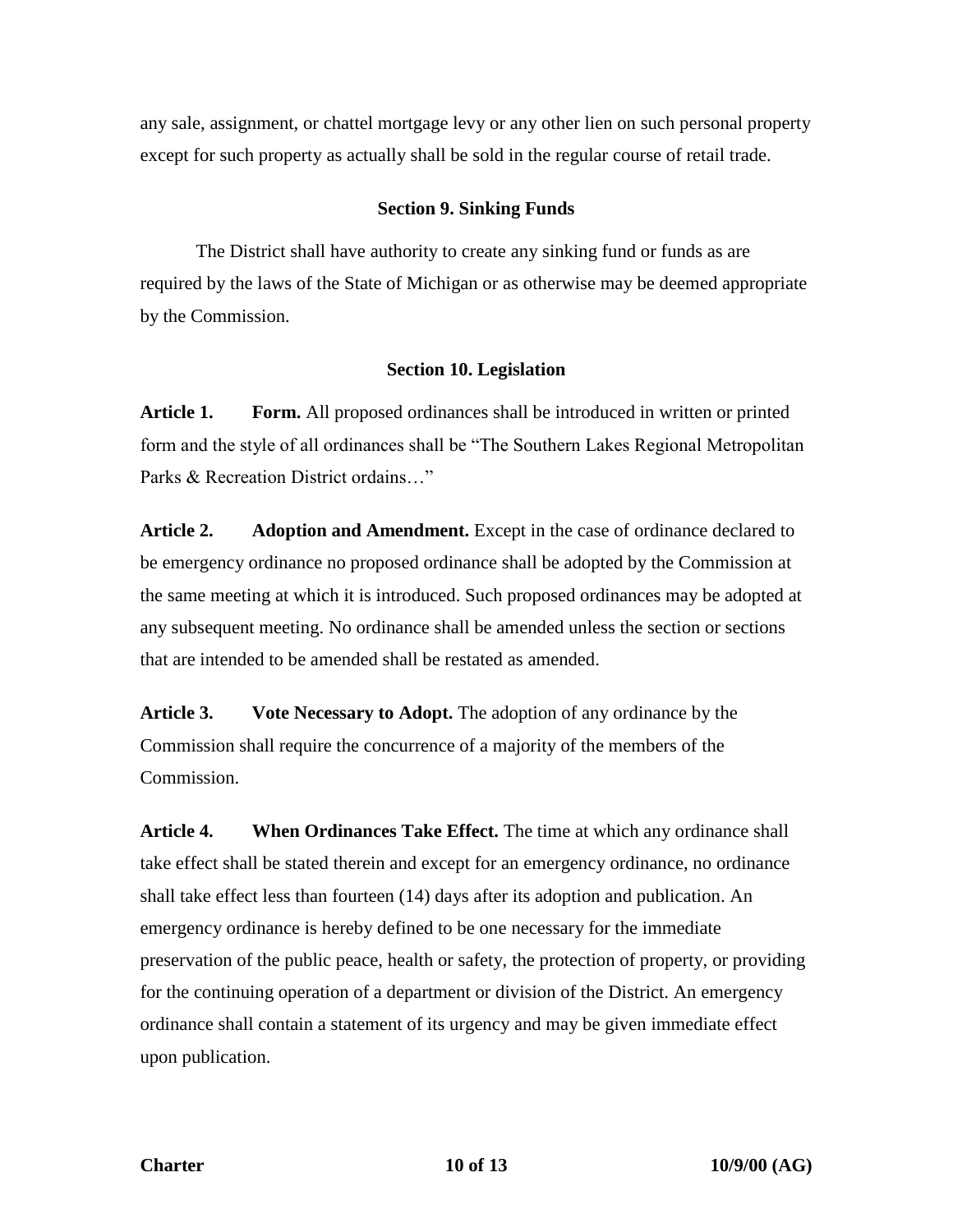any sale, assignment, or chattel mortgage levy or any other lien on such personal property except for such property as actually shall be sold in the regular course of retail trade.

### Section 9. Sinking Funds

The District shall have authority to create any sinking fund or funds as are required by the laws of the State of Michigan or as otherwise may be deemed appropriate by the Commission.

### Section 10. Legislation

**Article 1.** **Form.** All proposed ordinances shall be introduced in written or printed form and the style of all ordinances shall be "The Southern Lakes Regional Metropolitan Parks & Recreation District ordains…"

**Article 2.** **Adoption and Amendment.** Except in the case of ordinance declared to be emergency ordinance no proposed ordinance shall be adopted by the Commission at the same meeting at which it is introduced. Such proposed ordinances may be adopted at any subsequent meeting. No ordinance shall be amended unless the section or sections that are intended to be amended shall be restated as amended.

**Article 3.** **Vote Necessary to Adopt.** The adoption of any ordinance by the Commission shall require the concurrence of a majority of the members of the Commission.

**Article 4.** **When Ordinances Take Effect.** The time at which any ordinance shall take effect shall be stated therein and except for an emergency ordinance, no ordinance shall take effect less than fourteen (14) days after its adoption and publication. An emergency ordinance is hereby defined to be one necessary for the immediate preservation of the public peace, health or safety, the protection of property, or providing for the continuing operation of a department or division of the District. An emergency ordinance shall contain a statement of its urgency and may be given immediate effect upon publication.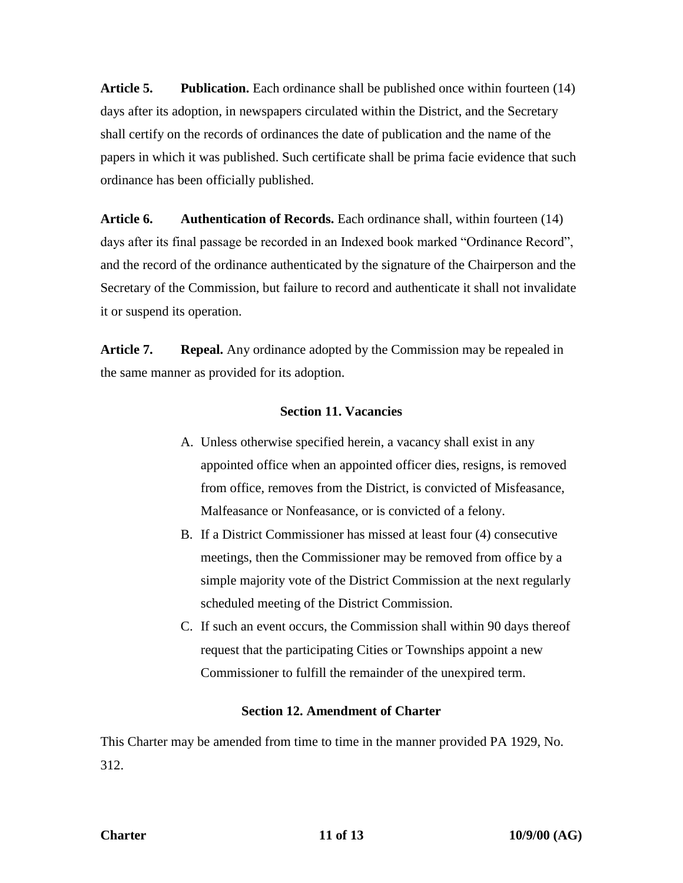**Article 5. Publication.** Each ordinance shall be published once within fourteen (14) days after its adoption, in newspapers circulated within the District, and the Secretary shall certify on the records of ordinances the date of publication and the name of the papers in which it was published. Such certificate shall be prima facie evidence that such ordinance has been officially published.

**Article 6. Authentication of Records.** Each ordinance shall, within fourteen (14) days after its final passage be recorded in an Indexed book marked "Ordinance Record", and the record of the ordinance authenticated by the signature of the Chairperson and the Secretary of the Commission, but failure to record and authenticate it shall not invalidate it or suspend its operation.

**Article 7. Repeal.** Any ordinance adopted by the Commission may be repealed in the same manner as provided for its adoption.

## Section 11. Vacancies

A. Unless otherwise specified herein, a vacancy shall exist in any appointed office when an appointed officer dies, resigns, is removed from office, removes from the District, is convicted of Misfeasance, Malfeasance or Nonfeasance, or is convicted of a felony.

B. If a District Commissioner has missed at least four (4) consecutive meetings, then the Commissioner may be removed from office by a simple majority vote of the District Commission at the next regularly scheduled meeting of the District Commission.

C. If such an event occurs, the Commission shall within 90 days thereof request that the participating Cities or Townships appoint a new Commissioner to fulfill the remainder of the unexpired term.

## Section 12. Amendment of Charter

This Charter may be amended from time to time in the manner provided PA 1929, No. 312.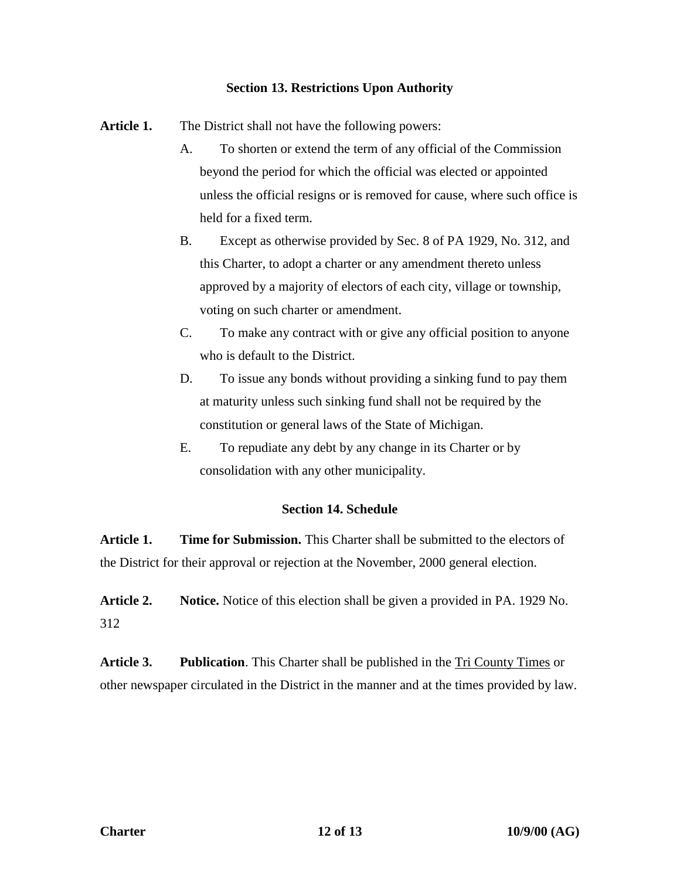## Section 13. Restrictions Upon Authority

**Article 1.** The District shall not have the following powers:

A. To shorten or extend the term of any official of the Commission beyond the period for which the official was elected or appointed unless the official resigns or is removed for cause, where such office is held for a fixed term.

B. Except as otherwise provided by Sec. 8 of PA 1929, No. 312, and this Charter, to adopt a charter or any amendment thereto unless approved by a majority of electors of each city, village or township, voting on such charter or amendment.

C. To make any contract with or give any official position to anyone who is default to the District.

D. To issue any bonds without providing a sinking fund to pay them at maturity unless such sinking fund shall not be required by the constitution or general laws of the State of Michigan.

E. To repudiate any debt by any change in its Charter or by consolidation with any other municipality.

## Section 14. Schedule

**Article 1.** **Time for Submission.** This Charter shall be submitted to the electors of the District for their approval or rejection at the November, 2000 general election.

**Article 2.** **Notice.** Notice of this election shall be given a provided in PA. 1929 No. 312

**Article 3.** **Publication**. This Charter shall be published in the Tri County Times or other newspaper circulated in the District in the manner and at the times provided by law.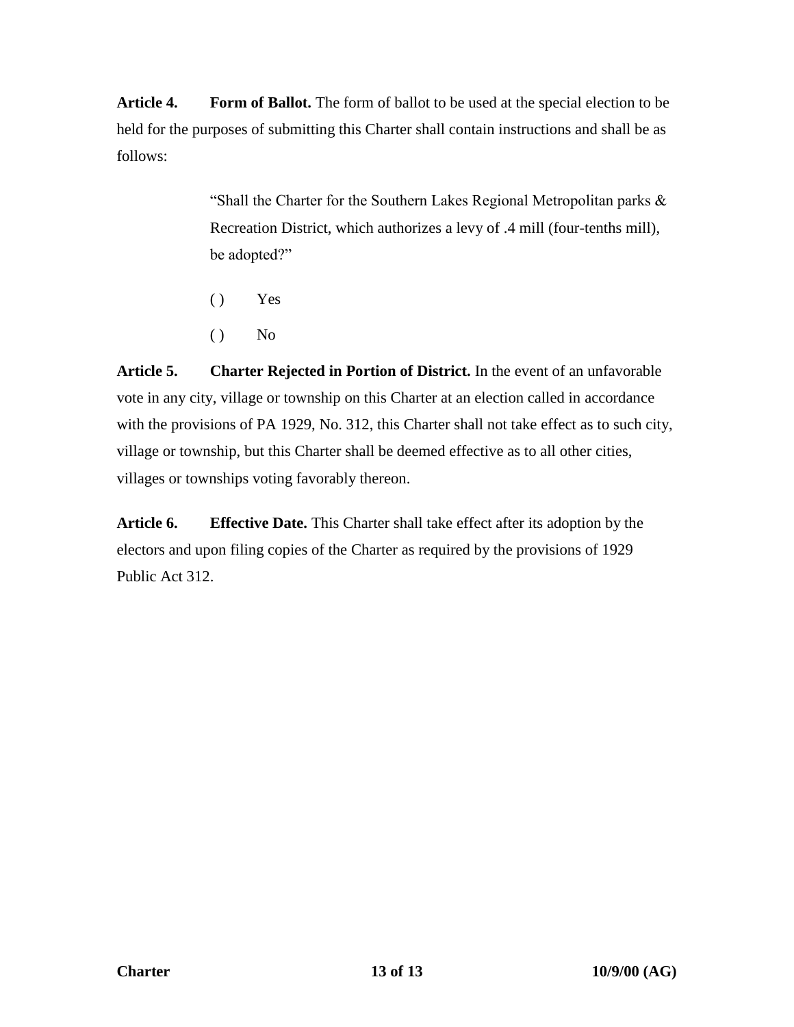**Article 4.** **Form of Ballot.** The form of ballot to be used at the special election to be held for the purposes of submitting this Charter shall contain instructions and shall be as follows:

> "Shall the Charter for the Southern Lakes Regional Metropolitan parks & Recreation District, which authorizes a levy of .4 mill (four-tenths mill), be adopted?"
>
> ( ) Yes
>
> ( ) No

**Article 5.** **Charter Rejected in Portion of District.** In the event of an unfavorable vote in any city, village or township on this Charter at an election called in accordance with the provisions of PA 1929, No. 312, this Charter shall not take effect as to such city, village or township, but this Charter shall be deemed effective as to all other cities, villages or townships voting favorably thereon.

**Article 6.** **Effective Date.** This Charter shall take effect after its adoption by the electors and upon filing copies of the Charter as required by the provisions of 1929 Public Act 312.